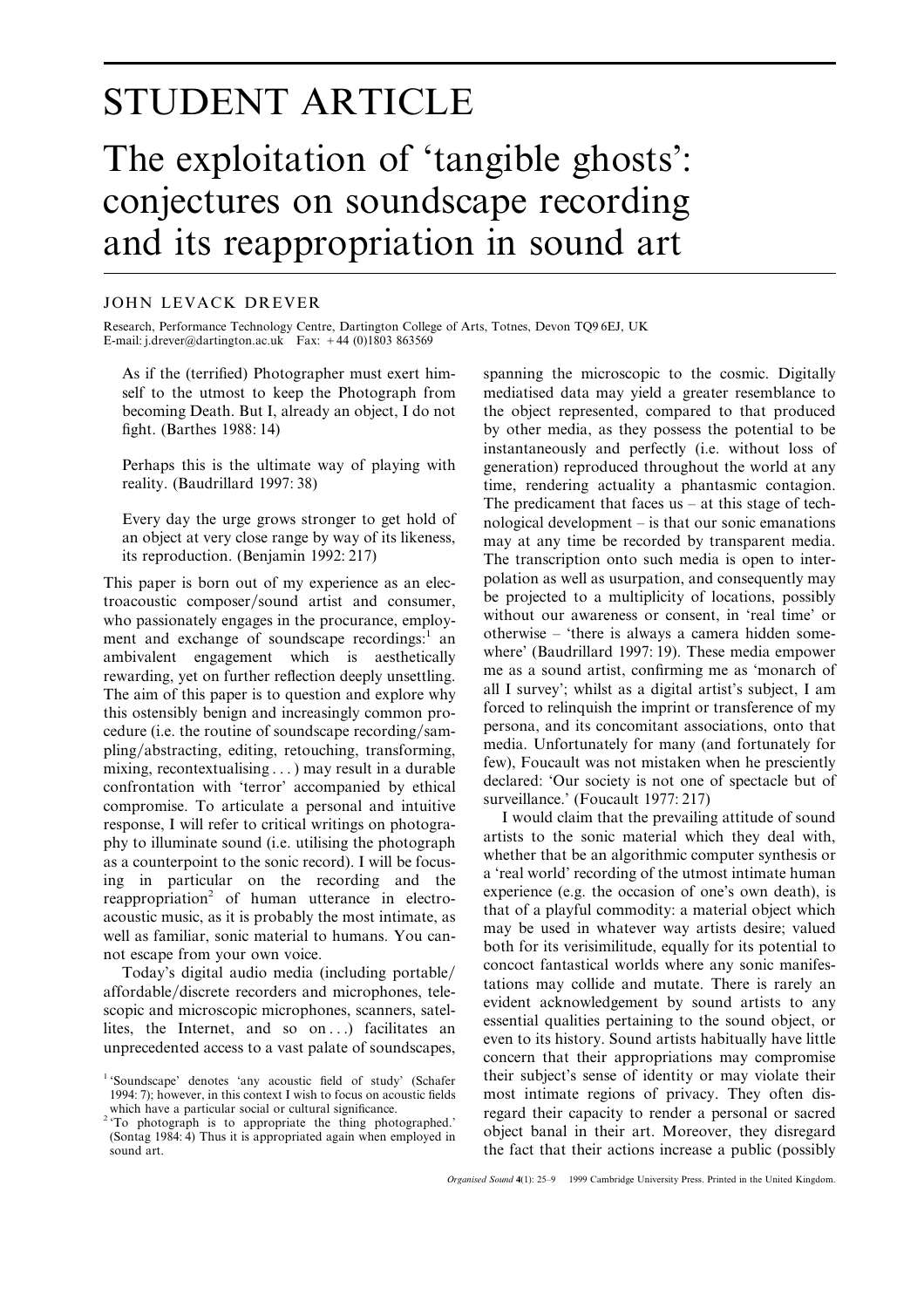# STUDENT ARTICLE

# The exploitation of 'tangible ghosts': conjectures on soundscape recording and its reappropriation in sound art

JOHN LEVACK DREVER

Research, Performance Technology Centre, Dartington College of Arts, Totnes, Devon TQ9 6EJ, UK
E-mail: j.drever@dartington.ac.uk Fax: +44 (0)1803 863569

> As if the (terrified) Photographer must exert himself to the utmost to keep the Photograph from becoming Death. But I, already an object, I do not fight. (Barthes 1988: 14)

> Perhaps this is the ultimate way of playing with reality. (Baudrillard 1997: 38)

> Every day the urge grows stronger to get hold of an object at very close range by way of its likeness, its reproduction. (Benjamin 1992: 217)

This paper is born out of my experience as an electroacoustic composer/sound artist and consumer, who passionately engages in the procurance, employment and exchange of soundscape recordings:[1] an ambivalent engagement which is aesthetically rewarding, yet on further reflection deeply unsettling. The aim of this paper is to question and explore why this ostensibly benign and increasingly common procedure (i.e. the routine of soundscape recording/sampling/abstracting, editing, retouching, transforming, mixing, recontextualising . . . ) may result in a durable confrontation with 'terror' accompanied by ethical compromise. To articulate a personal and intuitive response, I will refer to critical writings on photography to illuminate sound (i.e. utilising the photograph as a counterpoint to the sonic record). I will be focusing in particular on the recording and the reappropriation[2] of human utterance in electroacoustic music, as it is probably the most intimate, as well as familiar, sonic material to humans. You cannot escape from your own voice.

Today's digital audio media (including portable/affordable/discrete recorders and microphones, telescopic and microscopic microphones, scanners, satellites, the Internet, and so on . . . ) facilitates an unprecedented access to a vast palate of soundscapes, spanning the microscopic to the cosmic. Digitally mediatised data may yield a greater resemblance to the object represented, compared to that produced by other media, as they possess the potential to be instantaneously and perfectly (i.e. without loss of generation) reproduced throughout the world at any time, rendering actuality a phantasmic contagion. The predicament that faces us – at this stage of technological development – is that our sonic emanations may at any time be recorded by transparent media. The transcription onto such media is open to interpolation as well as usurpation, and consequently may be projected to a multiplicity of locations, possibly without our awareness or consent, in 'real time' or otherwise – 'there is always a camera hidden somewhere' (Baudrillard 1997: 19). These media empower me as a sound artist, confirming me as 'monarch of all I survey'; whilst as a digital artist's subject, I am forced to relinquish the imprint or transference of my persona, and its concomitant associations, onto that media. Unfortunately for many (and fortunately for few), Foucault was not mistaken when he presciently declared: 'Our society is not one of spectacle but of surveillance.' (Foucault 1977: 217)

I would claim that the prevailing attitude of sound artists to the sonic material which they deal with, whether that be an algorithmic computer synthesis or a 'real world' recording of the utmost intimate human experience (e.g. the occasion of one's own death), is that of a playful commodity: a material object which may be used in whatever way artists desire; valued both for its verisimilitude, equally for its potential to concoct fantastical worlds where any sonic manifestations may collide and mutate. There is rarely an evident acknowledgement by sound artists to any essential qualities pertaining to the sound object, or even to its history. Sound artists habitually have little concern that their appropriations may compromise their subject's sense of identity or may violate their most intimate regions of privacy. They often disregard their capacity to render a personal or sacred object banal in their art. Moreover, they disregard the fact that their actions increase a public (possibly

[1] 'Soundscape' denotes 'any acoustic field of study' (Schafer 1994: 7); however, in this context I wish to focus on acoustic fields which have a particular social or cultural significance.

[2] 'To photograph is to appropriate the thing photographed.' (Sontag 1984: 4) Thus it is appropriated again when employed in sound art.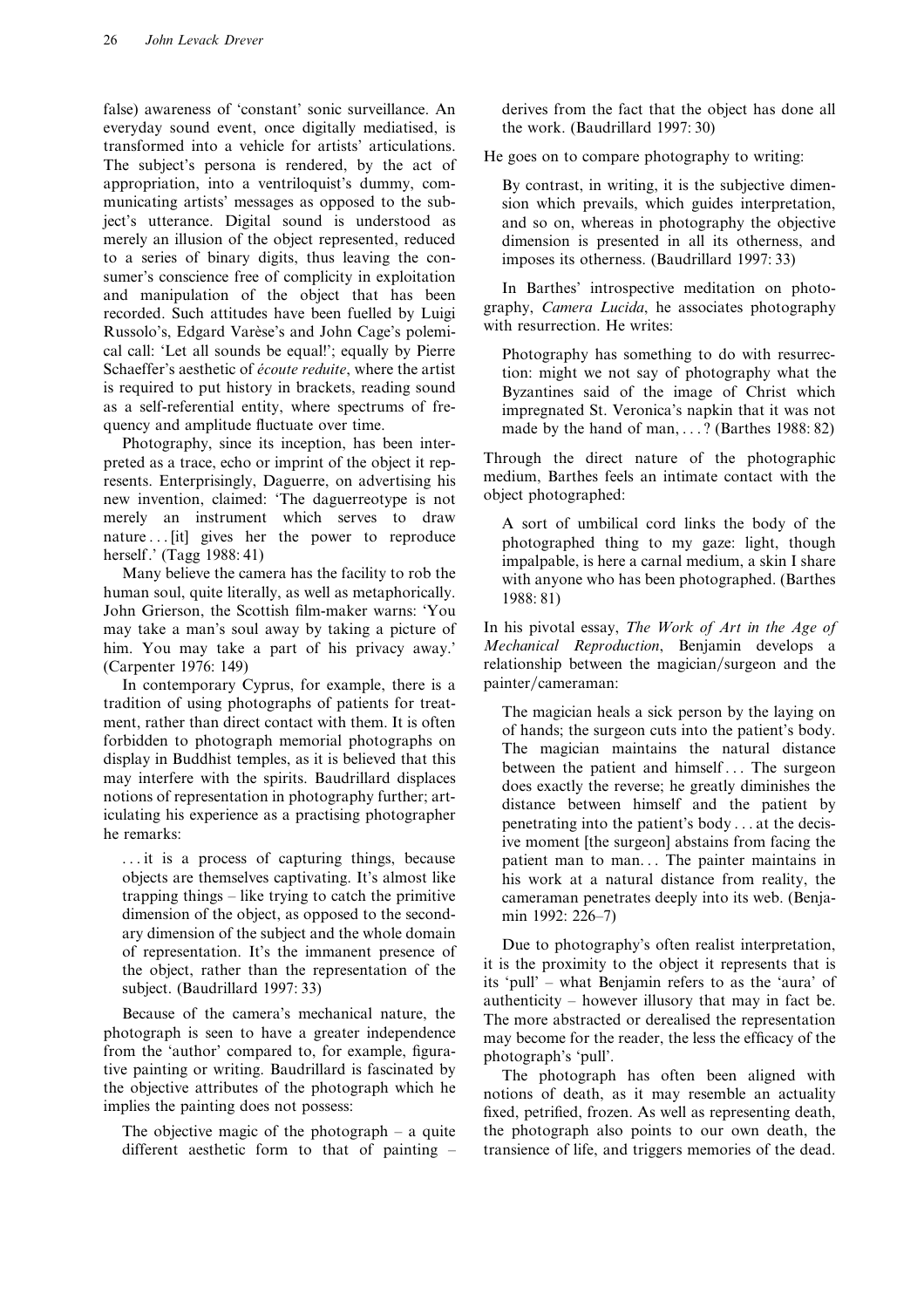false) awareness of 'constant' sonic surveillance. An everyday sound event, once digitally mediatised, is transformed into a vehicle for artists' articulations. The subject's persona is rendered, by the act of appropriation, into a ventriloquist's dummy, communicating artists' messages as opposed to the subject's utterance. Digital sound is understood as merely an illusion of the object represented, reduced to a series of binary digits, thus leaving the consumer's conscience free of complicity in exploitation and manipulation of the object that has been recorded. Such attitudes have been fuelled by Luigi Russolo's, Edgard Varèse's and John Cage's polemical call: 'Let all sounds be equal!'; equally by Pierre Schaeffer's aesthetic of *écoute reduite*, where the artist is required to put history in brackets, reading sound as a self-referential entity, where spectrums of frequency and amplitude fluctuate over time.

Photography, since its inception, has been interpreted as a trace, echo or imprint of the object it represents. Enterprisingly, Daguerre, on advertising his new invention, claimed: 'The daguerreotype is not merely an instrument which serves to draw nature . . . [it] gives her the power to reproduce herself.' (Tagg 1988: 41)

Many believe the camera has the facility to rob the human soul, quite literally, as well as metaphorically. John Grierson, the Scottish film-maker warns: 'You may take a man's soul away by taking a picture of him. You may take a part of his privacy away.' (Carpenter 1976: 149)

In contemporary Cyprus, for example, there is a tradition of using photographs of patients for treatment, rather than direct contact with them. It is often forbidden to photograph memorial photographs on display in Buddhist temples, as it is believed that this may interfere with the spirits. Baudrillard displaces notions of representation in photography further; articulating his experience as a practising photographer he remarks:

> . . . it is a process of capturing things, because objects are themselves captivating. It's almost like trapping things – like trying to catch the primitive dimension of the object, as opposed to the secondary dimension of the subject and the whole domain of representation. It's the immanent presence of the object, rather than the representation of the subject. (Baudrillard 1997: 33)

Because of the camera's mechanical nature, the photograph is seen to have a greater independence from the 'author' compared to, for example, figurative painting or writing. Baudrillard is fascinated by the objective attributes of the photograph which he implies the painting does not possess:

> The objective magic of the photograph – a quite different aesthetic form to that of painting – derives from the fact that the object has done all the work. (Baudrillard 1997: 30)

He goes on to compare photography to writing:

> By contrast, in writing, it is the subjective dimension which prevails, which guides interpretation, and so on, whereas in photography the objective dimension is presented in all its otherness, and imposes its otherness. (Baudrillard 1997: 33)

In Barthes' introspective meditation on photography, *Camera Lucida*, he associates photography with resurrection. He writes:

> Photography has something to do with resurrection: might we not say of photography what the Byzantines said of the image of Christ which impregnated St. Veronica's napkin that it was not made by the hand of man, . . . ? (Barthes 1988: 82)

Through the direct nature of the photographic medium, Barthes feels an intimate contact with the object photographed:

> A sort of umbilical cord links the body of the photographed thing to my gaze: light, though impalpable, is here a carnal medium, a skin I share with anyone who has been photographed. (Barthes 1988: 81)

In his pivotal essay, *The Work of Art in the Age of Mechanical Reproduction*, Benjamin develops a relationship between the magician/surgeon and the painter/cameraman:

> The magician heals a sick person by the laying on of hands; the surgeon cuts into the patient's body. The magician maintains the natural distance between the patient and himself . . . The surgeon does exactly the reverse; he greatly diminishes the distance between himself and the patient by penetrating into the patient's body . . . at the decisive moment [the surgeon] abstains from facing the patient man to man. . . The painter maintains in his work at a natural distance from reality, the cameraman penetrates deeply into its web. (Benjamin 1992: 226–7)

Due to photography's often realist interpretation, it is the proximity to the object it represents that is its 'pull' – what Benjamin refers to as the 'aura' of authenticity – however illusory that may in fact be. The more abstracted or derealised the representation may become for the reader, the less the efficacy of the photograph's 'pull'.

The photograph has often been aligned with notions of death, as it may resemble an actuality fixed, petrified, frozen. As well as representing death, the photograph also points to our own death, the transience of life, and triggers memories of the dead.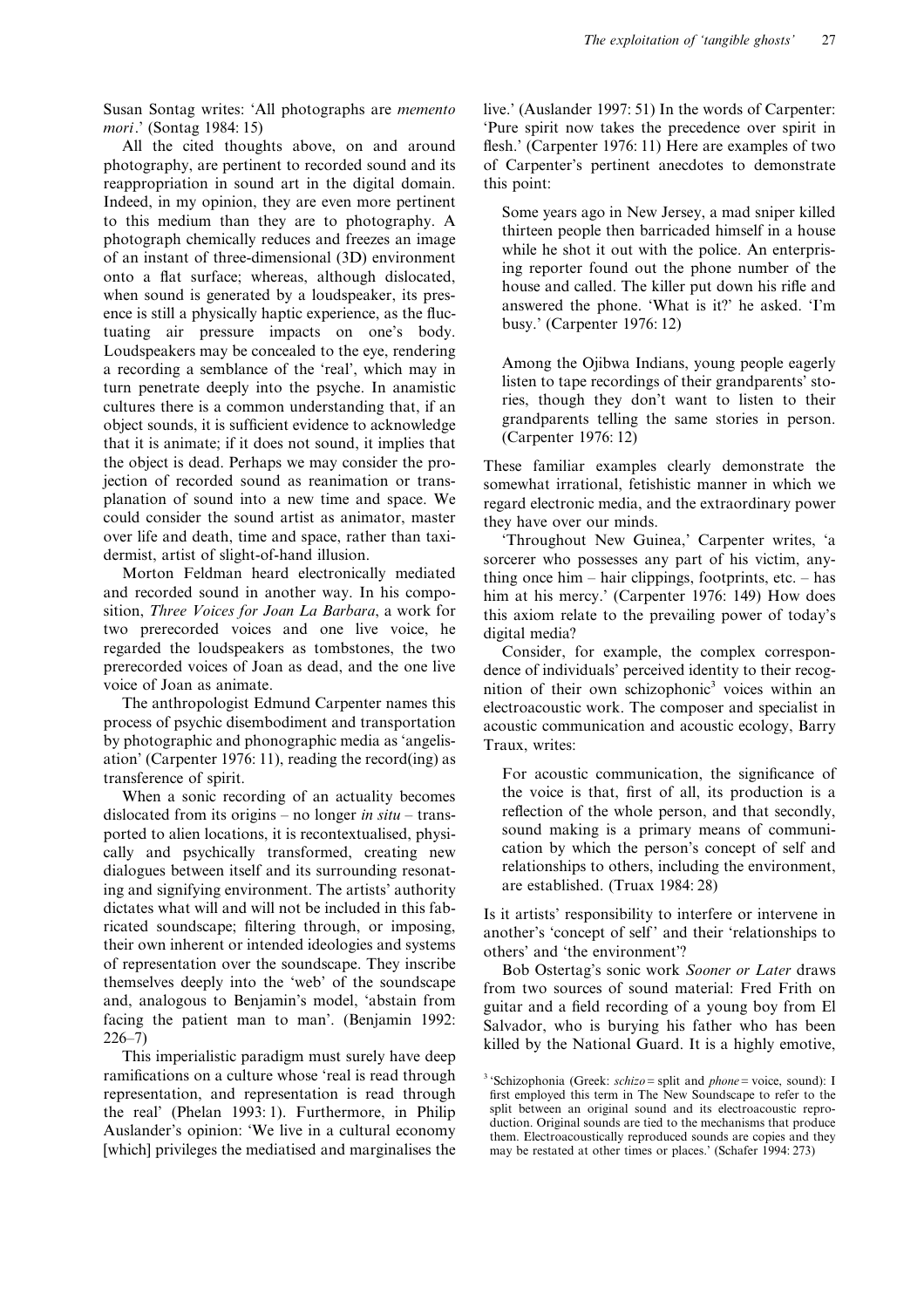Susan Sontag writes: 'All photographs are *memento mori*.' (Sontag 1984: 15)

All the cited thoughts above, on and around photography, are pertinent to recorded sound and its reappropriation in sound art in the digital domain. Indeed, in my opinion, they are even more pertinent to this medium than they are to photography. A photograph chemically reduces and freezes an image of an instant of three-dimensional (3D) environment onto a flat surface; whereas, although dislocated, when sound is generated by a loudspeaker, its presence is still a physically haptic experience, as the fluctuating air pressure impacts on one's body. Loudspeakers may be concealed to the eye, rendering a recording a semblance of the 'real', which may in turn penetrate deeply into the psyche. In anamistic cultures there is a common understanding that, if an object sounds, it is sufficient evidence to acknowledge that it is animate; if it does not sound, it implies that the object is dead. Perhaps we may consider the projection of recorded sound as reanimation or transplanation of sound into a new time and space. We could consider the sound artist as animator, master over life and death, time and space, rather than taxidermist, artist of slight-of-hand illusion.

Morton Feldman heard electronically mediated and recorded sound in another way. In his composition, *Three Voices for Joan La Barbara*, a work for two prerecorded voices and one live voice, he regarded the loudspeakers as tombstones, the two prerecorded voices of Joan as dead, and the one live voice of Joan as animate.

The anthropologist Edmund Carpenter names this process of psychic disembodiment and transportation by photographic and phonographic media as 'angelisation' (Carpenter 1976: 11), reading the record(ing) as transference of spirit.

When a sonic recording of an actuality becomes dislocated from its origins – no longer *in situ* – transported to alien locations, it is recontextualised, physically and psychically transformed, creating new dialogues between itself and its surrounding resonating and signifying environment. The artists' authority dictates what will and will not be included in this fabricated soundscape; filtering through, or imposing, their own inherent or intended ideologies and systems of representation over the soundscape. They inscribe themselves deeply into the 'web' of the soundscape and, analogous to Benjamin's model, 'abstain from facing the patient man to man'. (Benjamin 1992: 226–7)

This imperialistic paradigm must surely have deep ramifications on a culture whose 'real is read through representation, and representation is read through the real' (Phelan 1993: 1). Furthermore, in Philip Auslander's opinion: 'We live in a cultural economy [which] privileges the mediatised and marginalises the live.' (Auslander 1997: 51) In the words of Carpenter: 'Pure spirit now takes the precedence over spirit in flesh.' (Carpenter 1976: 11) Here are examples of two of Carpenter's pertinent anecdotes to demonstrate this point:

> Some years ago in New Jersey, a mad sniper killed thirteen people then barricaded himself in a house while he shot it out with the police. An enterprising reporter found out the phone number of the house and called. The killer put down his rifle and answered the phone. 'What is it?' he asked. 'I'm busy.' (Carpenter 1976: 12)

> Among the Ojibwa Indians, young people eagerly listen to tape recordings of their grandparents' stories, though they don't want to listen to their grandparents telling the same stories in person. (Carpenter 1976: 12)

These familiar examples clearly demonstrate the somewhat irrational, fetishistic manner in which we regard electronic media, and the extraordinary power they have over our minds.

'Throughout New Guinea,' Carpenter writes, 'a sorcerer who possesses any part of his victim, anything once him – hair clippings, footprints, etc. – has him at his mercy.' (Carpenter 1976: 149) How does this axiom relate to the prevailing power of today's digital media?

Consider, for example, the complex correspondence of individuals' perceived identity to their recognition of their own schizophonic[3] voices within an electroacoustic work. The composer and specialist in acoustic communication and acoustic ecology, Barry Traux, writes:

> For acoustic communication, the significance of the voice is that, first of all, its production is a reflection of the whole person, and that secondly, sound making is a primary means of communication by which the person's concept of self and relationships to others, including the environment, are established. (Truax 1984: 28)

Is it artists' responsibility to interfere or intervene in another's 'concept of self' and their 'relationships to others' and 'the environment'?

Bob Ostertag's sonic work *Sooner or Later* draws from two sources of sound material: Fred Frith on guitar and a field recording of a young boy from El Salvador, who is burying his father who has been killed by the National Guard. It is a highly emotive,

[3] 'Schizophonia (Greek: *schizo* = split and *phone* = voice, sound): I first employed this term in The New Soundscape to refer to the split between an original sound and its electroacoustic reproduction. Original sounds are tied to the mechanisms that produce them. Electroacoustically reproduced sounds are copies and they may be restated at other times or places.' (Schafer 1994: 273)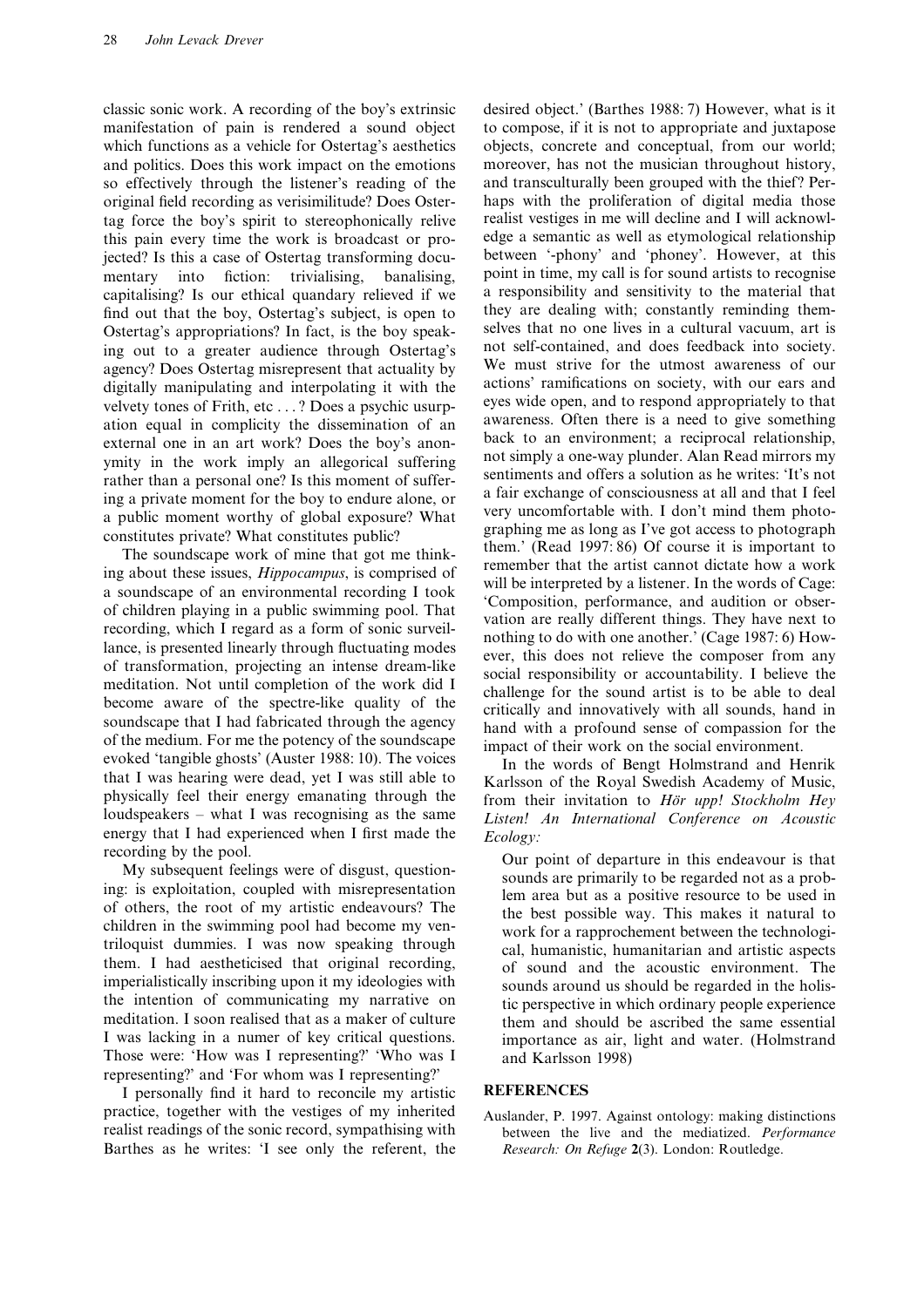classic sonic work. A recording of the boy's extrinsic manifestation of pain is rendered a sound object which functions as a vehicle for Ostertag's aesthetics and politics. Does this work impact on the emotions so effectively through the listener's reading of the original field recording as verisimilitude? Does Ostertag force the boy's spirit to stereophonically relive this pain every time the work is broadcast or projected? Is this a case of Ostertag transforming documentary into fiction: trivialising, banalising, capitalising? Is our ethical quandary relieved if we find out that the boy, Ostertag's subject, is open to Ostertag's appropriations? In fact, is the boy speaking out to a greater audience through Ostertag's agency? Does Ostertag misrepresent that actuality by digitally manipulating and interpolating it with the velvety tones of Frith, etc . . . ? Does a psychic usurpation equal in complicity the dissemination of an external one in an art work? Does the boy's anonymity in the work imply an allegorical suffering rather than a personal one? Is this moment of suffering a private moment for the boy to endure alone, or a public moment worthy of global exposure? What constitutes private? What constitutes public?

The soundscape work of mine that got me thinking about these issues, *Hippocampus*, is comprised of a soundscape of an environmental recording I took of children playing in a public swimming pool. That recording, which I regard as a form of sonic surveillance, is presented linearly through fluctuating modes of transformation, projecting an intense dream-like meditation. Not until completion of the work did I become aware of the spectre-like quality of the soundscape that I had fabricated through the agency of the medium. For me the potency of the soundscape evoked 'tangible ghosts' (Auster 1988: 10). The voices that I was hearing were dead, yet I was still able to physically feel their energy emanating through the loudspeakers – what I was recognising as the same energy that I had experienced when I first made the recording by the pool.

My subsequent feelings were of disgust, questioning: is exploitation, coupled with misrepresentation of others, the root of my artistic endeavours? The children in the swimming pool had become my ventriloquist dummies. I was now speaking through them. I had aestheticised that original recording, imperialistically inscribing upon it my ideologies with the intention of communicating my narrative on meditation. I soon realised that as a maker of culture I was lacking in a numer of key critical questions. Those were: 'How was I representing?' 'Who was I representing?' and 'For whom was I representing?'

I personally find it hard to reconcile my artistic practice, together with the vestiges of my inherited realist readings of the sonic record, sympathising with Barthes as he writes: 'I see only the referent, the desired object.' (Barthes 1988: 7) However, what is it to compose, if it is not to appropriate and juxtapose objects, concrete and conceptual, from our world; moreover, has not the musician throughout history, and transculturally been grouped with the thief? Perhaps with the proliferation of digital media those realist vestiges in me will decline and I will acknowledge a semantic as well as etymological relationship between '-phony' and 'phoney'. However, at this point in time, my call is for sound artists to recognise a responsibility and sensitivity to the material that they are dealing with; constantly reminding themselves that no one lives in a cultural vacuum, art is not self-contained, and does feedback into society. We must strive for the utmost awareness of our actions' ramifications on society, with our ears and eyes wide open, and to respond appropriately to that awareness. Often there is a need to give something back to an environment; a reciprocal relationship, not simply a one-way plunder. Alan Read mirrors my sentiments and offers a solution as he writes: 'It's not a fair exchange of consciousness at all and that I feel very uncomfortable with. I don't mind them photographing me as long as I've got access to photograph them.' (Read 1997: 86) Of course it is important to remember that the artist cannot dictate how a work will be interpreted by a listener. In the words of Cage: 'Composition, performance, and audition or observation are really different things. They have next to nothing to do with one another.' (Cage 1987: 6) However, this does not relieve the composer from any social responsibility or accountability. I believe the challenge for the sound artist is to be able to deal critically and innovatively with all sounds, hand in hand with a profound sense of compassion for the impact of their work on the social environment.

In the words of Bengt Holmstrand and Henrik Karlsson of the Royal Swedish Academy of Music, from their invitation to *Hör upp! Stockholm Hey Listen! An International Conference on Acoustic Ecology:*

> Our point of departure in this endeavour is that sounds are primarily to be regarded not as a problem area but as a positive resource to be used in the best possible way. This makes it natural to work for a rapprochement between the technological, humanistic, humanitarian and artistic aspects of sound and the acoustic environment. The sounds around us should be regarded in the holistic perspective in which ordinary people experience them and should be ascribed the same essential importance as air, light and water. (Holmstrand and Karlsson 1998)

## REFERENCES

Auslander, P. 1997. Against ontology: making distinctions between the live and the mediatized. *Performance Research: On Refuge* **2**(3). London: Routledge.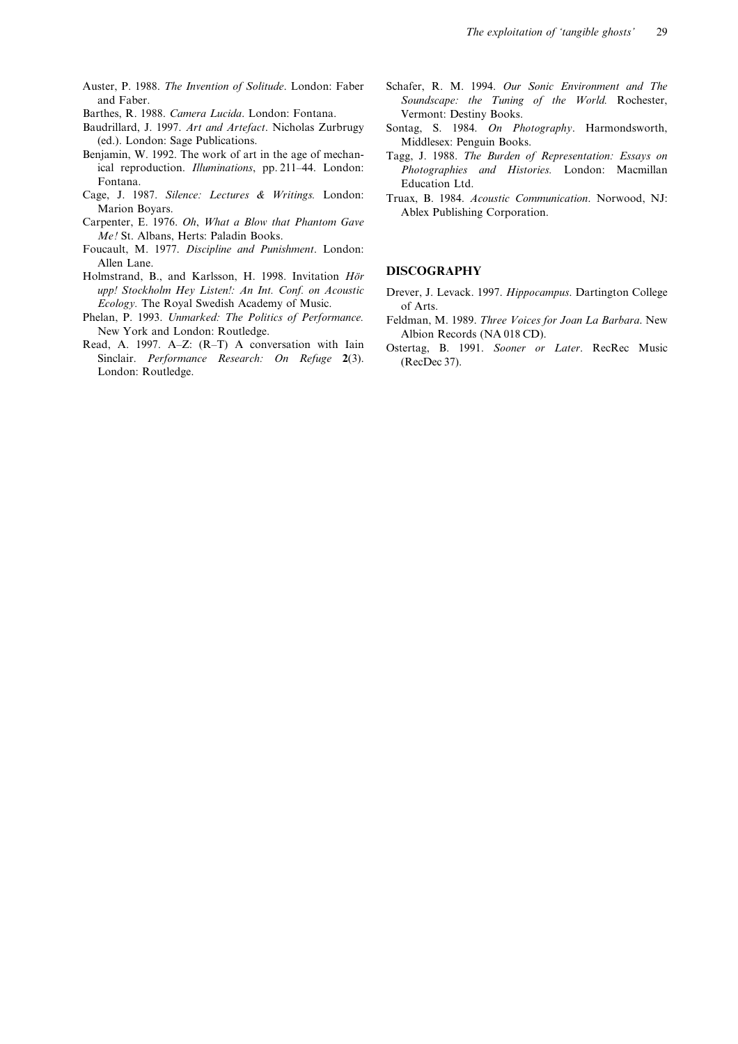Auster, P. 1988. *The Invention of Solitude*. London: Faber and Faber.

Barthes, R. 1988. *Camera Lucida*. London: Fontana.

Baudrillard, J. 1997. *Art and Artefact*. Nicholas Zurbrugy (ed.). London: Sage Publications.

Benjamin, W. 1992. The work of art in the age of mechanical reproduction. *Illuminations*, pp. 211–44. London: Fontana.

Cage, J. 1987. *Silence: Lectures & Writings.* London: Marion Boyars.

Carpenter, E. 1976. *Oh, What a Blow that Phantom Gave Me!* St. Albans, Herts: Paladin Books.

Foucault, M. 1977. *Discipline and Punishment*. London: Allen Lane.

Holmstrand, B., and Karlsson, H. 1998. Invitation *Hör upp! Stockholm Hey Listen!: An Int. Conf. on Acoustic Ecology.* The Royal Swedish Academy of Music.

Phelan, P. 1993. *Unmarked: The Politics of Performance.* New York and London: Routledge.

Read, A. 1997. A–Z: (R–T) A conversation with Iain Sinclair. *Performance Research: On Refuge* **2**(3). London: Routledge.

Schafer, R. M. 1994. *Our Sonic Environment and The Soundscape: the Tuning of the World.* Rochester, Vermont: Destiny Books.

Sontag, S. 1984. *On Photography*. Harmondsworth, Middlesex: Penguin Books.

Tagg, J. 1988. *The Burden of Representation: Essays on Photographies and Histories.* London: Macmillan Education Ltd.

Truax, B. 1984. *Acoustic Communication*. Norwood, NJ: Ablex Publishing Corporation.

## DISCOGRAPHY

Drever, J. Levack. 1997. *Hippocampus*. Dartington College of Arts.

Feldman, M. 1989. *Three Voices for Joan La Barbara*. New Albion Records (NA 018 CD).

Ostertag, B. 1991. *Sooner or Later*. RecRec Music (RecDec 37).